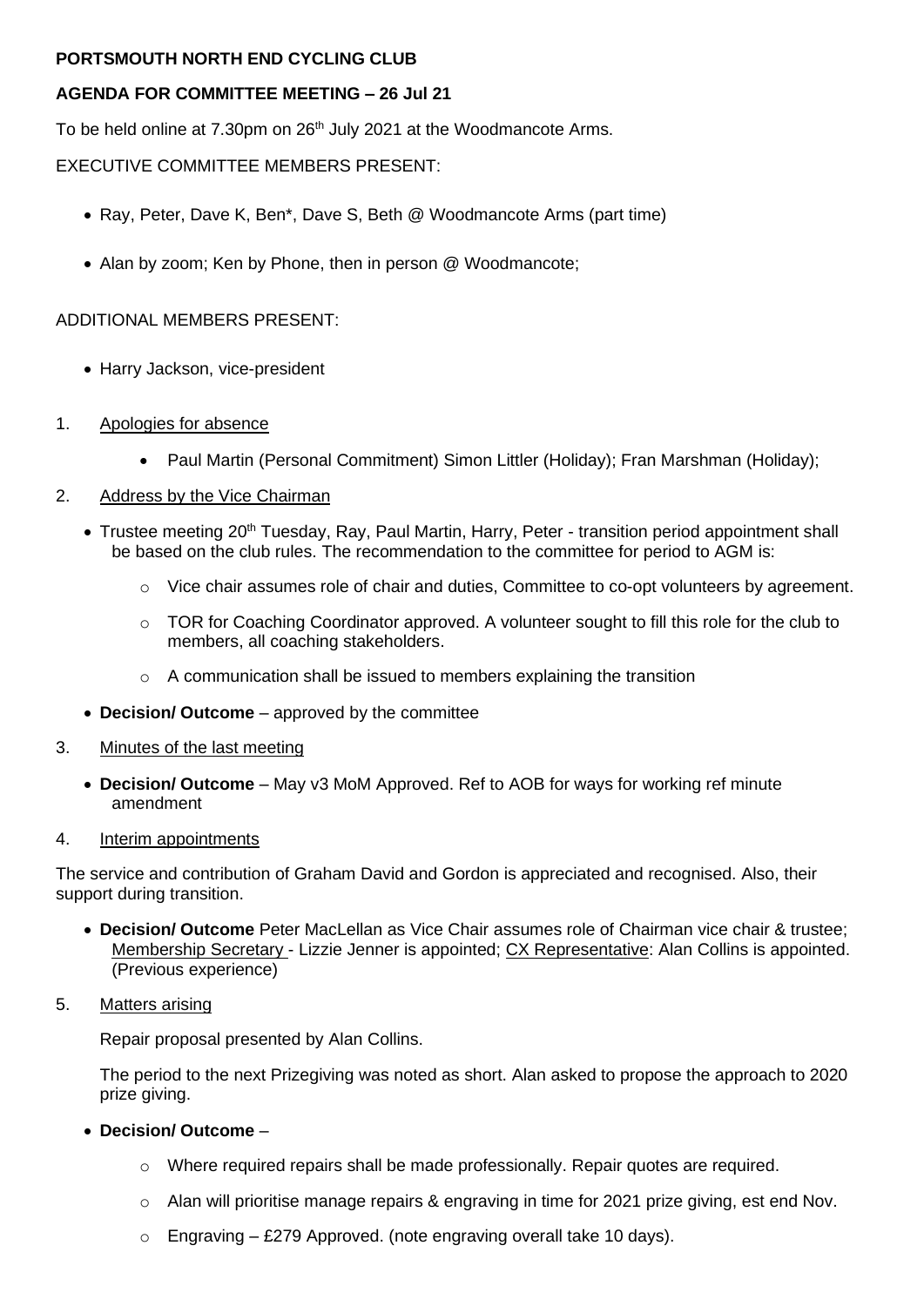**PORTSMOUTH NORTH END CYCLING CLUB**

**AGENDA FOR COMMITTEE MEETING – 26 Jul 21**

To be held online at 7.30pm on 26th July 2021 at the Woodmancote Arms.

EXECUTIVE COMMITTEE MEMBERS PRESENT:

- Ray, Peter, Dave K, Ben*, Dave S, Beth @ Woodmancote Arms (part time)
- Alan by zoom; Ken by Phone, then in person @ Woodmancote;

ADDITIONAL MEMBERS PRESENT:

- Harry Jackson, vice-president

1. Apologies for absence
   - Paul Martin (Personal Commitment) Simon Littler (Holiday); Fran Marshman (Holiday);

2. Address by the Vice Chairman
   - Trustee meeting 20th Tuesday, Ray, Paul Martin, Harry, Peter - transition period appointment shall be based on the club rules. The recommendation to the committee for period to AGM is:
     - Vice chair assumes role of chair and duties, Committee to co-opt volunteers by agreement.
     - TOR for Coaching Coordinator approved. A volunteer sought to fill this role for the club to members, all coaching stakeholders.
     - A communication shall be issued to members explaining the transition
   - **Decision/ Outcome** – approved by the committee

3. Minutes of the last meeting
   - **Decision/ Outcome** – May v3 MoM Approved. Ref to AOB for ways for working ref minute amendment

4. Interim appointments

The service and contribution of Graham David and Gordon is appreciated and recognised. Also, their support during transition.

- **Decision/ Outcome** Peter MacLellan as Vice Chair assumes role of Chairman vice chair & trustee; Membership Secretary - Lizzie Jenner is appointed; CX Representative: Alan Collins is appointed. (Previous experience)

5. Matters arising

   Repair proposal presented by Alan Collins.

   The period to the next Prizegiving was noted as short. Alan asked to propose the approach to 2020 prize giving.

   - **Decision/ Outcome** –
     - Where required repairs shall be made professionally. Repair quotes are required.
     - Alan will prioritise manage repairs & engraving in time for 2021 prize giving, est end Nov.
     - Engraving – £279 Approved. (note engraving overall take 10 days).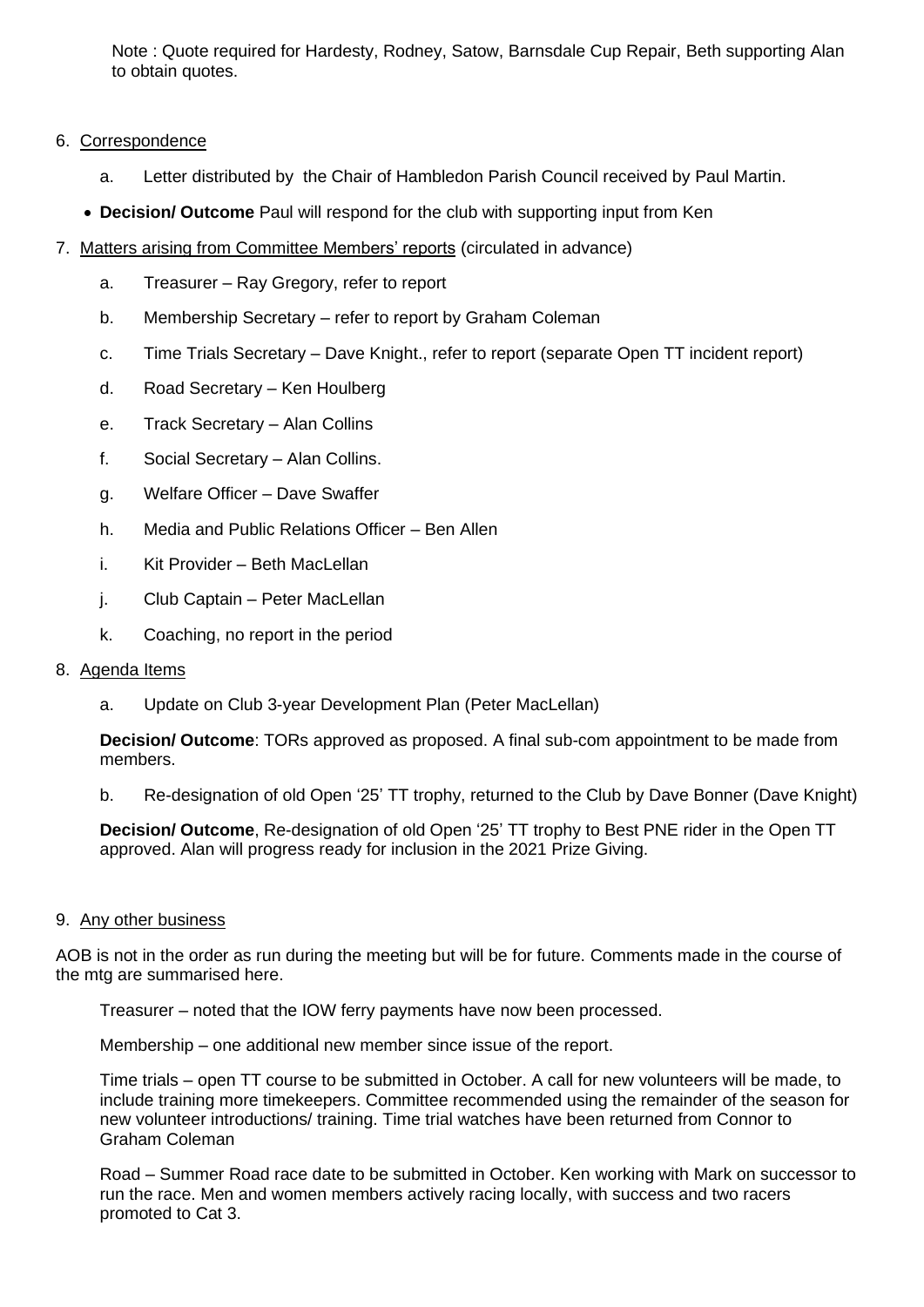Note : Quote required for Hardesty, Rodney, Satow, Barnsdale Cup Repair, Beth supporting Alan to obtain quotes.

6. Correspondence

   a. Letter distributed by the Chair of Hambledon Parish Council received by Paul Martin.

   - **Decision/ Outcome** Paul will respond for the club with supporting input from Ken

7. Matters arising from Committee Members' reports (circulated in advance)

   a. Treasurer – Ray Gregory, refer to report

   b. Membership Secretary – refer to report by Graham Coleman

   c. Time Trials Secretary – Dave Knight., refer to report (separate Open TT incident report)

   d. Road Secretary – Ken Houlberg

   e. Track Secretary – Alan Collins

   f. Social Secretary – Alan Collins.

   g. Welfare Officer – Dave Swaffer

   h. Media and Public Relations Officer – Ben Allen

   i. Kit Provider – Beth MacLellan

   j. Club Captain – Peter MacLellan

   k. Coaching, no report in the period

8. Agenda Items

   a. Update on Club 3-year Development Plan (Peter MacLellan)

   **Decision/ Outcome**: TORs approved as proposed. A final sub-com appointment to be made from members.

   b. Re-designation of old Open '25' TT trophy, returned to the Club by Dave Bonner (Dave Knight)

   **Decision/ Outcome**, Re-designation of old Open '25' TT trophy to Best PNE rider in the Open TT approved. Alan will progress ready for inclusion in the 2021 Prize Giving.

9. Any other business

AOB is not in the order as run during the meeting but will be for future. Comments made in the course of the mtg are summarised here.

Treasurer – noted that the IOW ferry payments have now been processed.

Membership – one additional new member since issue of the report.

Time trials – open TT course to be submitted in October. A call for new volunteers will be made, to include training more timekeepers. Committee recommended using the remainder of the season for new volunteer introductions/ training. Time trial watches have been returned from Connor to Graham Coleman

Road – Summer Road race date to be submitted in October. Ken working with Mark on successor to run the race. Men and women members actively racing locally, with success and two racers promoted to Cat 3.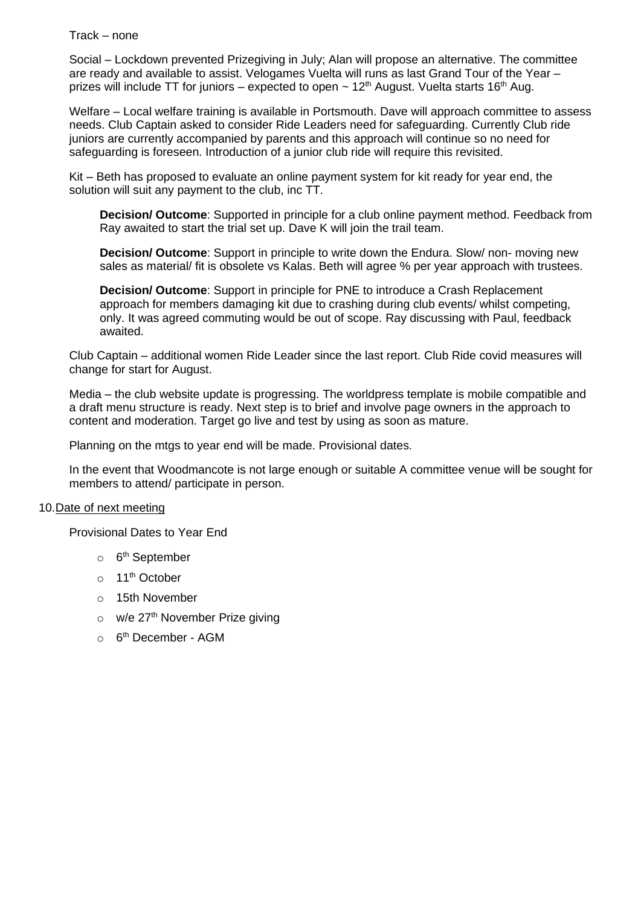Track – none

Social – Lockdown prevented Prizegiving in July; Alan will propose an alternative. The committee are ready and available to assist. Velogames Vuelta will runs as last Grand Tour of the Year – prizes will include TT for juniors – expected to open ~ 12th August. Vuelta starts 16th Aug.

Welfare – Local welfare training is available in Portsmouth. Dave will approach committee to assess needs. Club Captain asked to consider Ride Leaders need for safeguarding. Currently Club ride juniors are currently accompanied by parents and this approach will continue so no need for safeguarding is foreseen. Introduction of a junior club ride will require this revisited.

Kit – Beth has proposed to evaluate an online payment system for kit ready for year end, the solution will suit any payment to the club, inc TT.

> **Decision/ Outcome**: Supported in principle for a club online payment method. Feedback from Ray awaited to start the trial set up. Dave K will join the trail team.
>
> **Decision/ Outcome**: Support in principle to write down the Endura. Slow/ non- moving new sales as material/ fit is obsolete vs Kalas. Beth will agree % per year approach with trustees.
>
> **Decision/ Outcome**: Support in principle for PNE to introduce a Crash Replacement approach for members damaging kit due to crashing during club events/ whilst competing, only. It was agreed commuting would be out of scope. Ray discussing with Paul, feedback awaited.

Club Captain – additional women Ride Leader since the last report. Club Ride covid measures will change for start for August.

Media – the club website update is progressing. The worldpress template is mobile compatible and a draft menu structure is ready. Next step is to brief and involve page owners in the approach to content and moderation. Target go live and test by using as soon as mature.

Planning on the mtgs to year end will be made. Provisional dates.

In the event that Woodmancote is not large enough or suitable A committee venue will be sought for members to attend/ participate in person.

10. Date of next meeting

Provisional Dates to Year End

- 6th September
- 11th October
- 15th November
- w/e 27th November Prize giving
- 6th December - AGM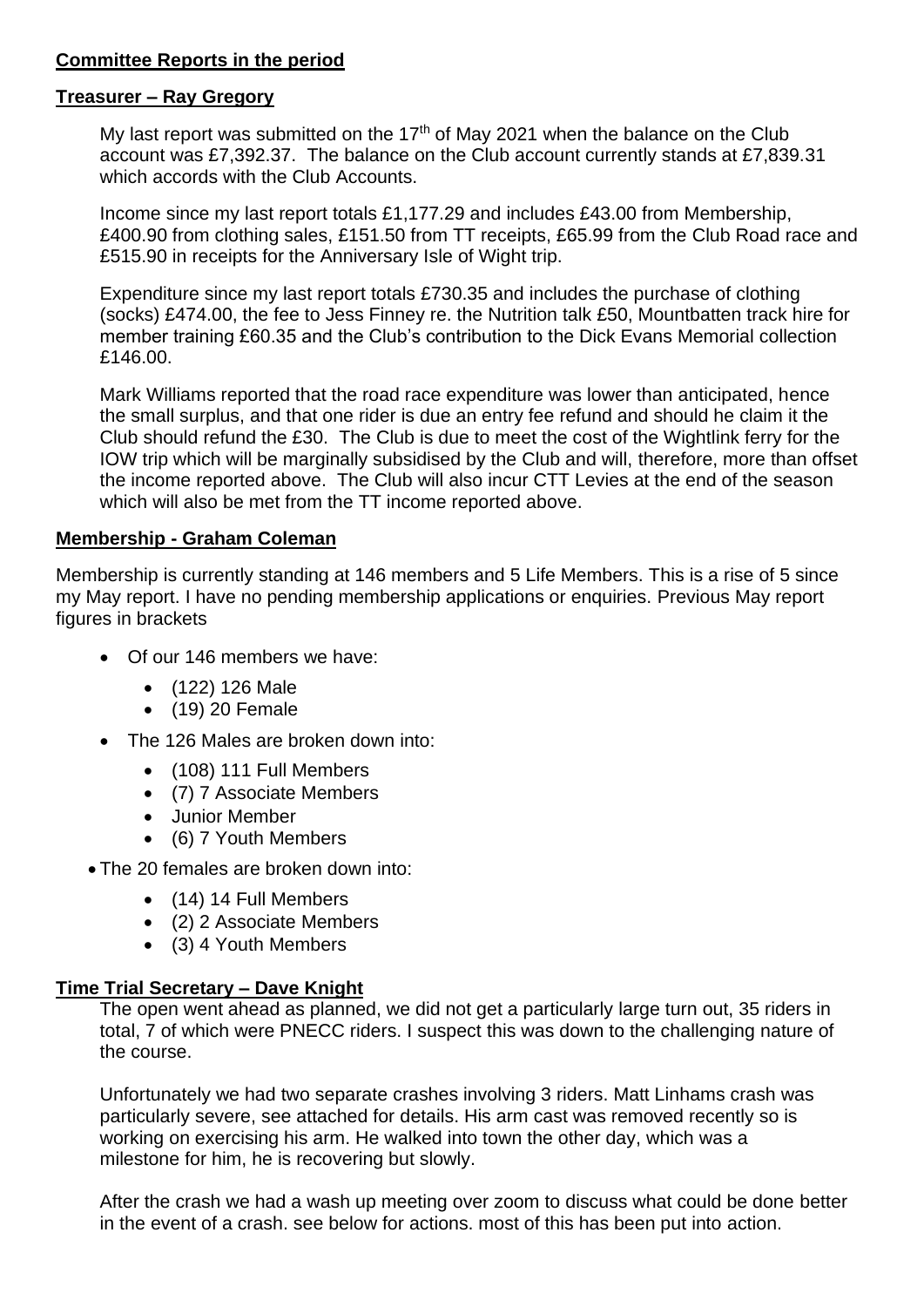**Committee Reports in the period**

**Treasurer – Ray Gregory**

My last report was submitted on the 17th of May 2021 when the balance on the Club account was £7,392.37. The balance on the Club account currently stands at £7,839.31 which accords with the Club Accounts.

Income since my last report totals £1,177.29 and includes £43.00 from Membership, £400.90 from clothing sales, £151.50 from TT receipts, £65.99 from the Club Road race and £515.90 in receipts for the Anniversary Isle of Wight trip.

Expenditure since my last report totals £730.35 and includes the purchase of clothing (socks) £474.00, the fee to Jess Finney re. the Nutrition talk £50, Mountbatten track hire for member training £60.35 and the Club's contribution to the Dick Evans Memorial collection £146.00.

Mark Williams reported that the road race expenditure was lower than anticipated, hence the small surplus, and that one rider is due an entry fee refund and should he claim it the Club should refund the £30. The Club is due to meet the cost of the Wightlink ferry for the IOW trip which will be marginally subsidised by the Club and will, therefore, more than offset the income reported above. The Club will also incur CTT Levies at the end of the season which will also be met from the TT income reported above.

**Membership - Graham Coleman**

Membership is currently standing at 146 members and 5 Life Members. This is a rise of 5 since my May report. I have no pending membership applications or enquiries. Previous May report figures in brackets

- Of our 146 members we have:
  - (122) 126 Male
  - (19) 20 Female
- The 126 Males are broken down into:
  - (108) 111 Full Members
  - (7) 7 Associate Members
  - Junior Member
  - (6) 7 Youth Members
- The 20 females are broken down into:
  - (14) 14 Full Members
  - (2) 2 Associate Members
  - (3) 4 Youth Members

**Time Trial Secretary – Dave Knight**

The open went ahead as planned, we did not get a particularly large turn out, 35 riders in total, 7 of which were PNECC riders. I suspect this was down to the challenging nature of the course.

Unfortunately we had two separate crashes involving 3 riders. Matt Linhams crash was particularly severe, see attached for details. His arm cast was removed recently so is working on exercising his arm. He walked into town the other day, which was a milestone for him, he is recovering but slowly.

After the crash we had a wash up meeting over zoom to discuss what could be done better in the event of a crash. see below for actions. most of this has been put into action.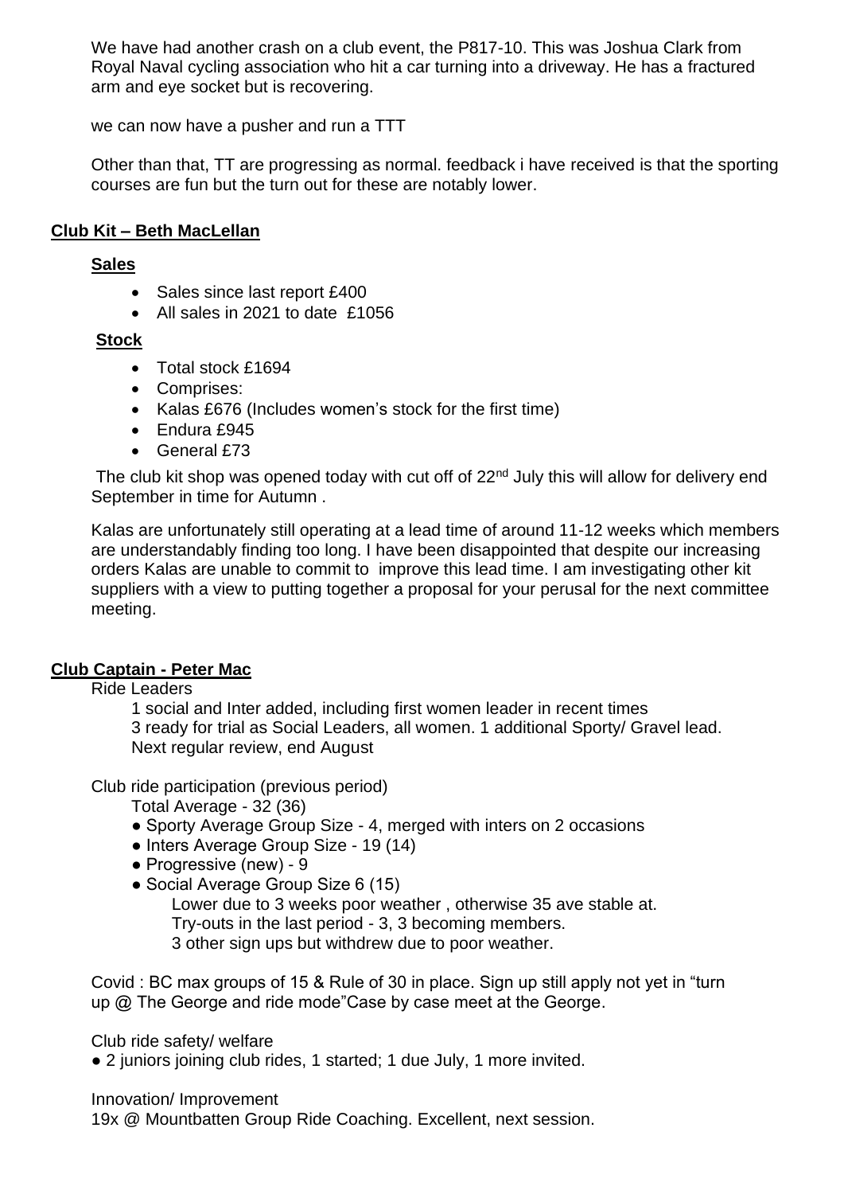We have had another crash on a club event, the P817-10. This was Joshua Clark from Royal Naval cycling association who hit a car turning into a driveway. He has a fractured arm and eye socket but is recovering.

we can now have a pusher and run a TTT

Other than that, TT are progressing as normal. feedback i have received is that the sporting courses are fun but the turn out for these are notably lower.

## **Club Kit – Beth MacLellan**

### **Sales**

- Sales since last report £400
- All sales in 2021 to date £1056

### **Stock**

- Total stock £1694
- Comprises:
- Kalas £676 (Includes women's stock for the first time)
- Endura £945
- General £73

The club kit shop was opened today with cut off of 22nd July this will allow for delivery end September in time for Autumn .

Kalas are unfortunately still operating at a lead time of around 11-12 weeks which members are understandably finding too long. I have been disappointed that despite our increasing orders Kalas are unable to commit to improve this lead time. I am investigating other kit suppliers with a view to putting together a proposal for your perusal for the next committee meeting.

## **Club Captain - Peter Mac**

Ride Leaders

1 social and Inter added, including first women leader in recent times
3 ready for trial as Social Leaders, all women. 1 additional Sporty/ Gravel lead.
Next regular review, end August

Club ride participation (previous period)

Total Average - 32 (36)

- Sporty Average Group Size - 4, merged with inters on 2 occasions
- Inters Average Group Size - 19 (14)
- Progressive (new) - 9
- Social Average Group Size 6 (15)
  Lower due to 3 weeks poor weather , otherwise 35 ave stable at.
  Try-outs in the last period - 3, 3 becoming members.
  3 other sign ups but withdrew due to poor weather.

Covid : BC max groups of 15 & Rule of 30 in place. Sign up still apply not yet in "turn up @ The George and ride mode"Case by case meet at the George.

Club ride safety/ welfare

- 2 juniors joining club rides, 1 started; 1 due July, 1 more invited.

Innovation/ Improvement

19x @ Mountbatten Group Ride Coaching. Excellent, next session.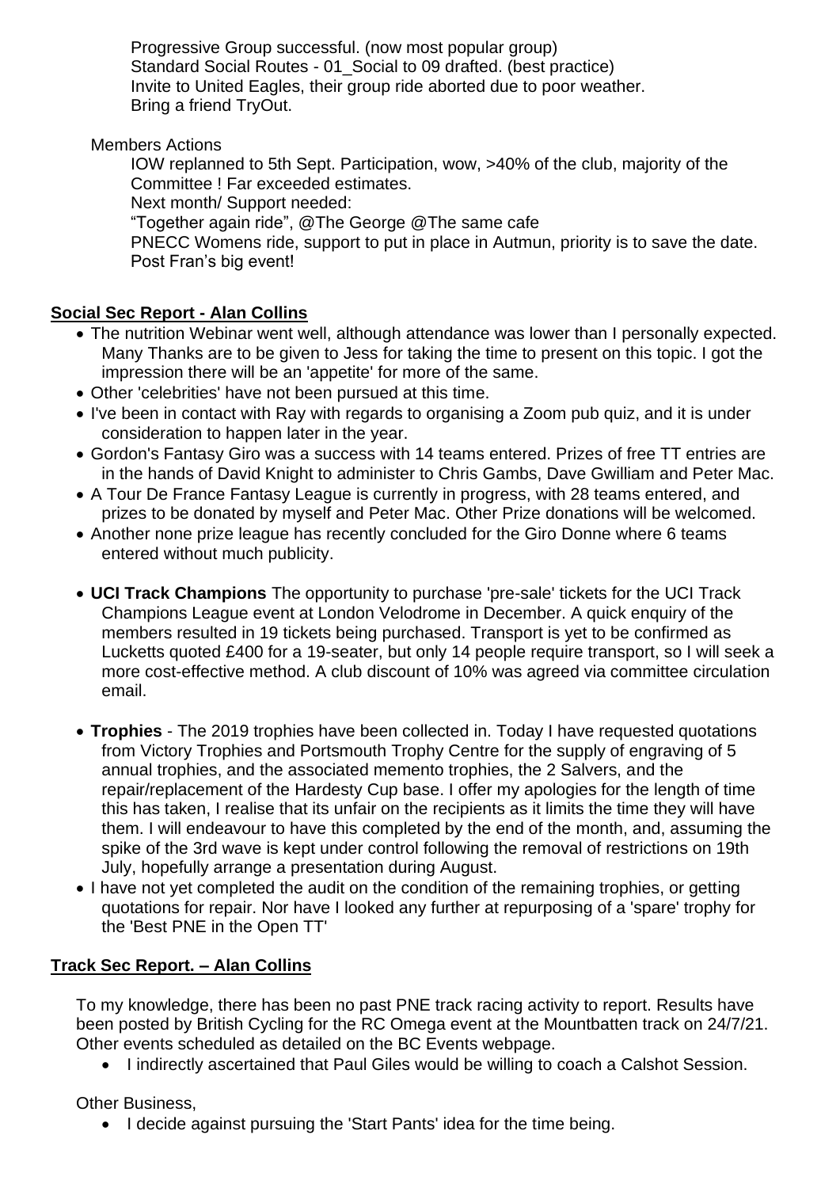Progressive Group successful. (now most popular group)
Standard Social Routes - 01_Social to 09 drafted. (best practice)
Invite to United Eagles, their group ride aborted due to poor weather.
Bring a friend TryOut.

Members Actions

IOW replanned to 5th Sept. Participation, wow, >40% of the club, majority of the Committee ! Far exceeded estimates.
Next month/ Support needed:
"Together again ride", @The George @The same cafe
PNECC Womens ride, support to put in place in Autmun, priority is to save the date. Post Fran's big event!

**Social Sec Report - Alan Collins**

- The nutrition Webinar went well, although attendance was lower than I personally expected. Many Thanks are to be given to Jess for taking the time to present on this topic. I got the impression there will be an 'appetite' for more of the same.
- Other 'celebrities' have not been pursued at this time.
- I've been in contact with Ray with regards to organising a Zoom pub quiz, and it is under consideration to happen later in the year.
- Gordon's Fantasy Giro was a success with 14 teams entered. Prizes of free TT entries are in the hands of David Knight to administer to Chris Gambs, Dave Gwilliam and Peter Mac.
- A Tour De France Fantasy League is currently in progress, with 28 teams entered, and prizes to be donated by myself and Peter Mac. Other Prize donations will be welcomed.
- Another none prize league has recently concluded for the Giro Donne where 6 teams entered without much publicity.

- **UCI Track Champions** The opportunity to purchase 'pre-sale' tickets for the UCI Track Champions League event at London Velodrome in December. A quick enquiry of the members resulted in 19 tickets being purchased. Transport is yet to be confirmed as Lucketts quoted £400 for a 19-seater, but only 14 people require transport, so I will seek a more cost-effective method. A club discount of 10% was agreed via committee circulation email.

- **Trophies** - The 2019 trophies have been collected in. Today I have requested quotations from Victory Trophies and Portsmouth Trophy Centre for the supply of engraving of 5 annual trophies, and the associated memento trophies, the 2 Salvers, and the repair/replacement of the Hardesty Cup base. I offer my apologies for the length of time this has taken, I realise that its unfair on the recipients as it limits the time they will have them. I will endeavour to have this completed by the end of the month, and, assuming the spike of the 3rd wave is kept under control following the removal of restrictions on 19th July, hopefully arrange a presentation during August.
- I have not yet completed the audit on the condition of the remaining trophies, or getting quotations for repair. Nor have I looked any further at repurposing of a 'spare' trophy for the 'Best PNE in the Open TT'

**Track Sec Report. – Alan Collins**

To my knowledge, there has been no past PNE track racing activity to report. Results have been posted by British Cycling for the RC Omega event at the Mountbatten track on 24/7/21. Other events scheduled as detailed on the BC Events webpage.

- I indirectly ascertained that Paul Giles would be willing to coach a Calshot Session.

Other Business,

- I decide against pursuing the 'Start Pants' idea for the time being.